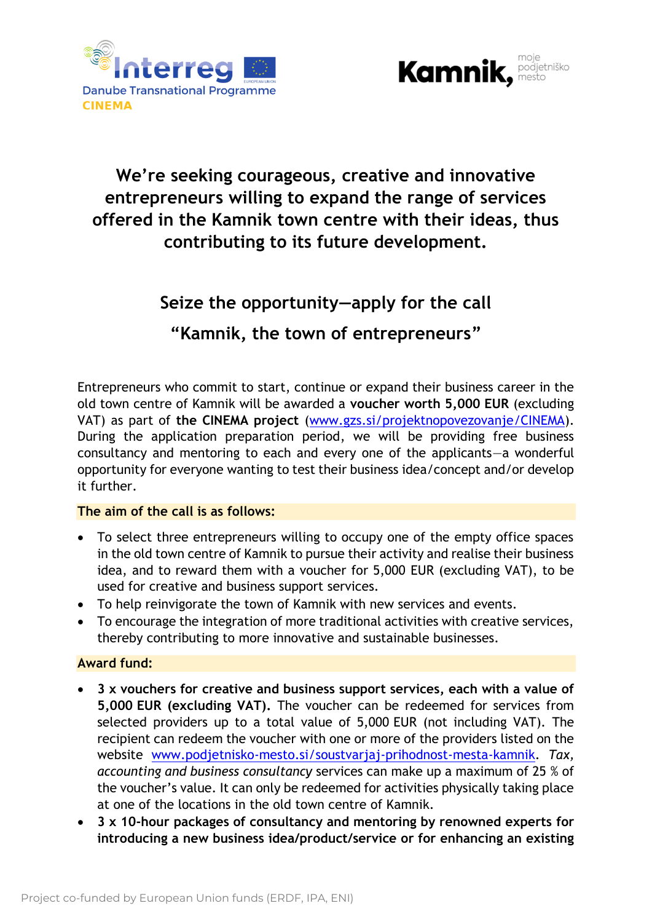Interreg Danube Transnational Programme
CINEMA

Kamnik, moje podjetniško mesto

# We're seeking courageous, creative and innovative entrepreneurs willing to expand the range of services offered in the Kamnik town centre with their ideas, thus contributing to its future development.

## Seize the opportunity—apply for the call

## "Kamnik, the town of entrepreneurs"

Entrepreneurs who commit to start, continue or expand their business career in the old town centre of Kamnik will be awarded a **voucher worth 5,000 EUR** (excluding VAT) as part of **the CINEMA project** (www.gzs.si/projektnopovezovanje/CINEMA). During the application preparation period, we will be providing free business consultancy and mentoring to each and every one of the applicants—a wonderful opportunity for everyone wanting to test their business idea/concept and/or develop it further.

**The aim of the call is as follows:**

- To select three entrepreneurs willing to occupy one of the empty office spaces in the old town centre of Kamnik to pursue their activity and realise their business idea, and to reward them with a voucher for 5,000 EUR (excluding VAT), to be used for creative and business support services.
- To help reinvigorate the town of Kamnik with new services and events.
- To encourage the integration of more traditional activities with creative services, thereby contributing to more innovative and sustainable businesses.

**Award fund:**

- **3 x vouchers for creative and business support services, each with a value of 5,000 EUR (excluding VAT).** The voucher can be redeemed for services from selected providers up to a total value of 5,000 EUR (not including VAT). The recipient can redeem the voucher with one or more of the providers listed on the website www.podjetnisko-mesto.si/soustvarjaj-prihodnost-mesta-kamnik. *Tax, accounting and business consultancy* services can make up a maximum of 25 % of the voucher's value. It can only be redeemed for activities physically taking place at one of the locations in the old town centre of Kamnik.
- **3 x 10-hour packages of consultancy and mentoring by renowned experts for introducing a new business idea/product/service or for enhancing an existing**

Project co-funded by European Union funds (ERDF, IPA, ENI)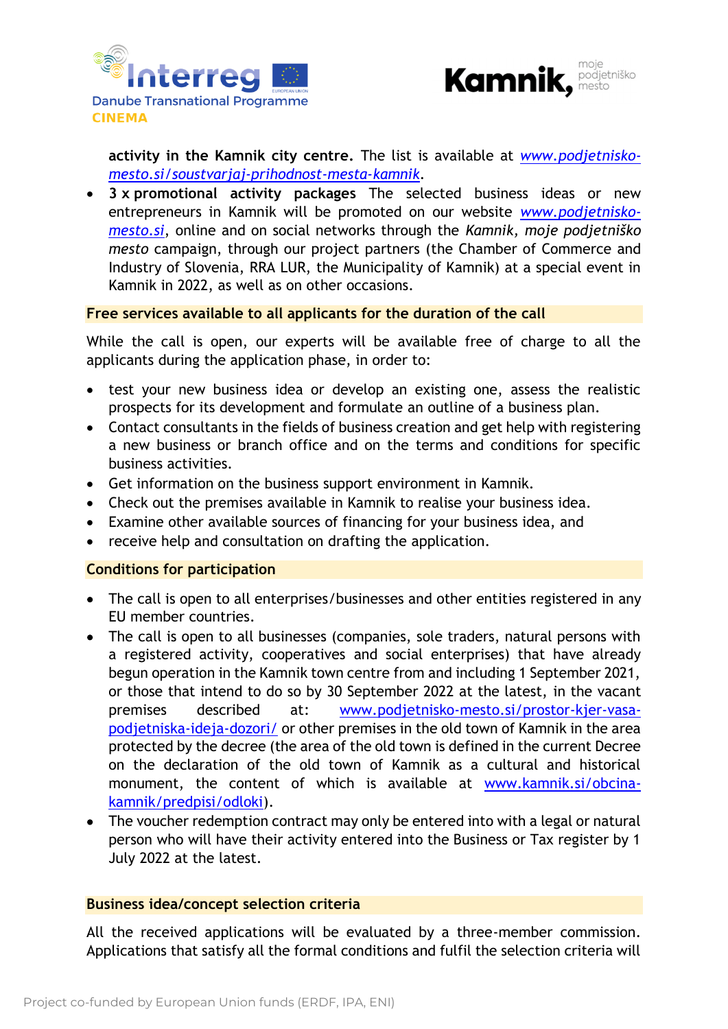**activity in the Kamnik city centre.** The list is available at *[www.podjetnisko-mesto.si/soustvarjaj-prihodnost-mesta-kamnik](www.podjetnisko-mesto.si/soustvarjaj-prihodnost-mesta-kamnik)*.

- **3 x promotional activity packages** The selected business ideas or new entrepreneurs in Kamnik will be promoted on our website *[www.podjetnisko-mesto.si](www.podjetnisko-mesto.si)*, online and on social networks through the *Kamnik, moje podjetniško mesto* campaign, through our project partners (the Chamber of Commerce and Industry of Slovenia, RRA LUR, the Municipality of Kamnik) at a special event in Kamnik in 2022, as well as on other occasions.

**Free services available to all applicants for the duration of the call**

While the call is open, our experts will be available free of charge to all the applicants during the application phase, in order to:

- test your new business idea or develop an existing one, assess the realistic prospects for its development and formulate an outline of a business plan.
- Contact consultants in the fields of business creation and get help with registering a new business or branch office and on the terms and conditions for specific business activities.
- Get information on the business support environment in Kamnik.
- Check out the premises available in Kamnik to realise your business idea.
- Examine other available sources of financing for your business idea, and
- receive help and consultation on drafting the application.

**Conditions for participation**

- The call is open to all enterprises/businesses and other entities registered in any EU member countries.
- The call is open to all businesses (companies, sole traders, natural persons with a registered activity, cooperatives and social enterprises) that have already begun operation in the Kamnik town centre from and including 1 September 2021, or those that intend to do so by 30 September 2022 at the latest, in the vacant premises described at: [www.podjetnisko-mesto.si/prostor-kjer-vasa-podjetniska-ideja-dozori/](www.podjetnisko-mesto.si/prostor-kjer-vasa-podjetniska-ideja-dozori/) or other premises in the old town of Kamnik in the area protected by the decree (the area of the old town is defined in the current Decree on the declaration of the old town of Kamnik as a cultural and historical monument, the content of which is available at [www.kamnik.si/obcina-kamnik/predpisi/odloki](www.kamnik.si/obcina-kamnik/predpisi/odloki)).
- The voucher redemption contract may only be entered into with a legal or natural person who will have their activity entered into the Business or Tax register by 1 July 2022 at the latest.

**Business idea/concept selection criteria**

All the received applications will be evaluated by a three-member commission. Applications that satisfy all the formal conditions and fulfil the selection criteria will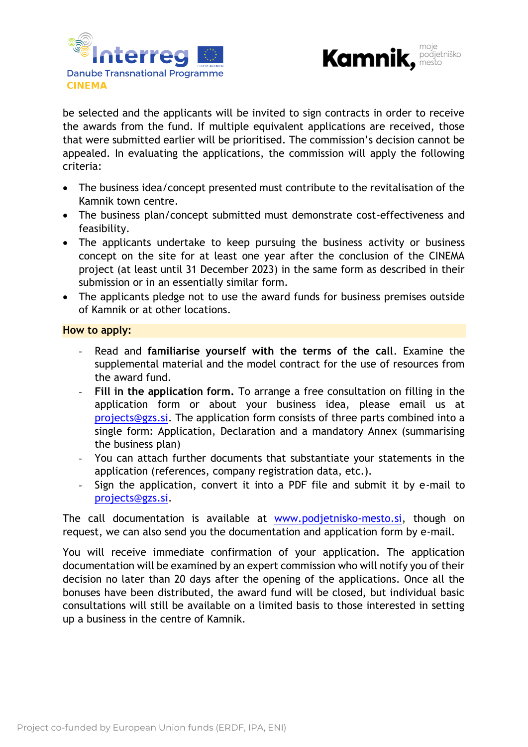be selected and the applicants will be invited to sign contracts in order to receive the awards from the fund. If multiple equivalent applications are received, those that were submitted earlier will be prioritised. The commission's decision cannot be appealed. In evaluating the applications, the commission will apply the following criteria:

- The business idea/concept presented must contribute to the revitalisation of the Kamnik town centre.
- The business plan/concept submitted must demonstrate cost-effectiveness and feasibility.
- The applicants undertake to keep pursuing the business activity or business concept on the site for at least one year after the conclusion of the CINEMA project (at least until 31 December 2023) in the same form as described in their submission or in an essentially similar form.
- The applicants pledge not to use the award funds for business premises outside of Kamnik or at other locations.

**How to apply:**

- Read and **familiarise yourself with the terms of the call**. Examine the supplemental material and the model contract for the use of resources from the award fund.
- **Fill in the application form.** To arrange a free consultation on filling in the application form or about your business idea, please email us at projects@gzs.si. The application form consists of three parts combined into a single form: Application, Declaration and a mandatory Annex (summarising the business plan)
- You can attach further documents that substantiate your statements in the application (references, company registration data, etc.).
- Sign the application, convert it into a PDF file and submit it by e-mail to projects@gzs.si.

The call documentation is available at www.podjetnisko-mesto.si, though on request, we can also send you the documentation and application form by e-mail.

You will receive immediate confirmation of your application. The application documentation will be examined by an expert commission who will notify you of their decision no later than 20 days after the opening of the applications. Once all the bonuses have been distributed, the award fund will be closed, but individual basic consultations will still be available on a limited basis to those interested in setting up a business in the centre of Kamnik.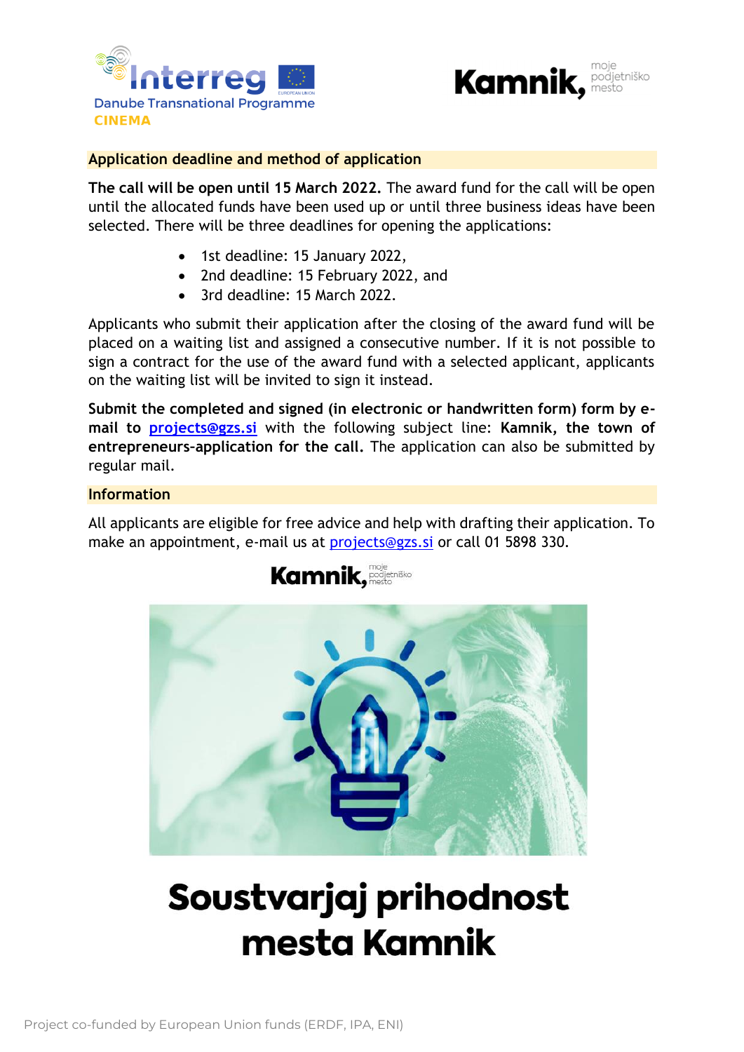## Application deadline and method of application

**The call will be open until 15 March 2022.** The award fund for the call will be open until the allocated funds have been used up or until three business ideas have been selected. There will be three deadlines for opening the applications:

- 1st deadline: 15 January 2022,
- 2nd deadline: 15 February 2022, and
- 3rd deadline: 15 March 2022.

Applicants who submit their application after the closing of the award fund will be placed on a waiting list and assigned a consecutive number. If it is not possible to sign a contract for the use of the award fund with a selected applicant, applicants on the waiting list will be invited to sign it instead.

**Submit the completed and signed (in electronic or handwritten form) form by e-mail to projects@gzs.si** with the following subject line: **Kamnik, the town of entrepreneurs-application for the call.** The application can also be submitted by regular mail.

## Information

All applicants are eligible for free advice and help with drafting their application. To make an appointment, e-mail us at projects@gzs.si or call 01 5898 330.

Kamnik, moje podjetniško mesto

# Soustvarjaj prihodnost mesta Kamnik

Project co-funded by European Union funds (ERDF, IPA, ENI)